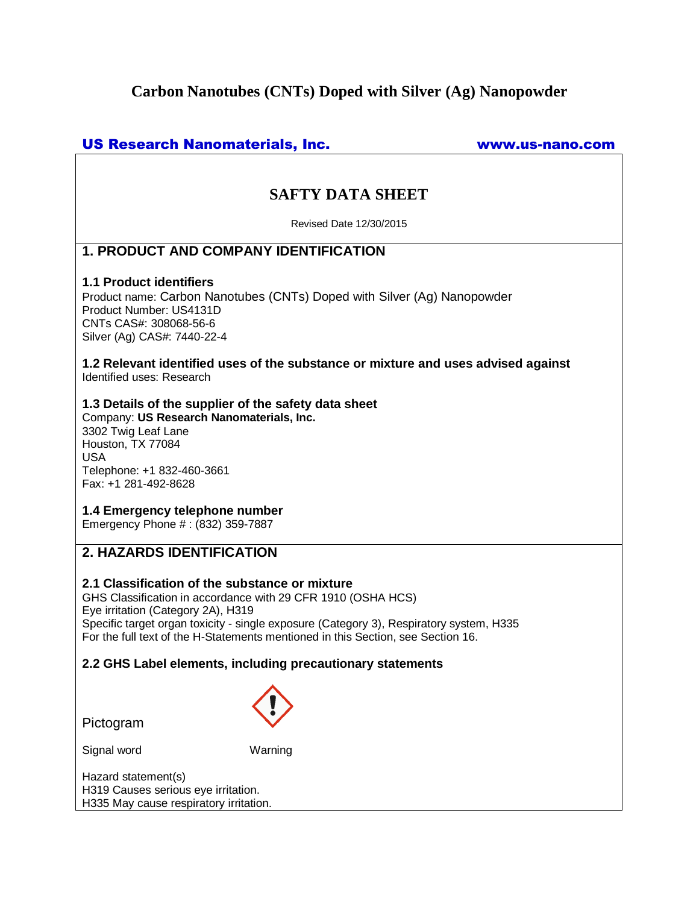# Carbon Nanotubes (CNTs) Doped with Silver (Ag) Nanopowder

**US Research Nanomaterials, Inc.** www.us-nano.com

## SAFTY DATA SHEET

Revised Date 12/30/2015

## 1. PRODUCT AND COMPANY IDENTIFICATION

### 1.1 Product identifiers

Product name: Carbon Nanotubes (CNTs) Doped with Silver (Ag) Nanopowder
Product Number: US4131D
CNTs CAS#: 308068-56-6
Silver (Ag) CAS#: 7440-22-4

### 1.2 Relevant identified uses of the substance or mixture and uses advised against

Identified uses: Research

### 1.3 Details of the supplier of the safety data sheet

Company: **US Research Nanomaterials, Inc.**
3302 Twig Leaf Lane
Houston, TX 77084
USA
Telephone: +1 832-460-3661
Fax: +1 281-492-8628

### 1.4 Emergency telephone number

Emergency Phone # : (832) 359-7887

## 2. HAZARDS IDENTIFICATION

### 2.1 Classification of the substance or mixture

GHS Classification in accordance with 29 CFR 1910 (OSHA HCS)
Eye irritation (Category 2A), H319
Specific target organ toxicity - single exposure (Category 3), Respiratory system, H335
For the full text of the H-Statements mentioned in this Section, see Section 16.

### 2.2 GHS Label elements, including precautionary statements

Pictogram

Signal word Warning

Hazard statement(s)
H319 Causes serious eye irritation.
H335 May cause respiratory irritation.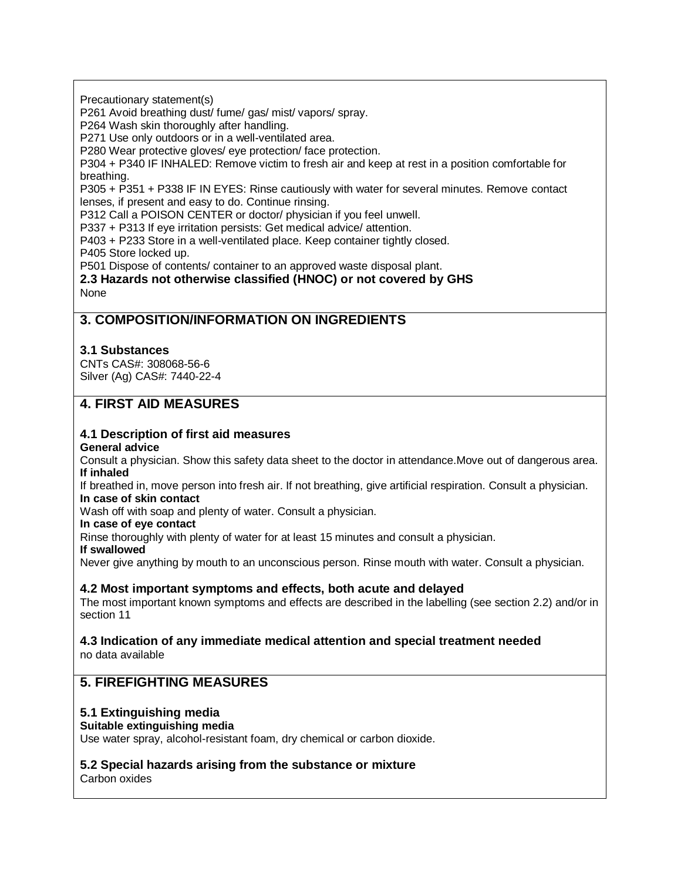Precautionary statement(s)

P261 Avoid breathing dust/ fume/ gas/ mist/ vapors/ spray.
P264 Wash skin thoroughly after handling.
P271 Use only outdoors or in a well-ventilated area.
P280 Wear protective gloves/ eye protection/ face protection.
P304 + P340 IF INHALED: Remove victim to fresh air and keep at rest in a position comfortable for breathing.
P305 + P351 + P338 IF IN EYES: Rinse cautiously with water for several minutes. Remove contact lenses, if present and easy to do. Continue rinsing.
P312 Call a POISON CENTER or doctor/ physician if you feel unwell.
P337 + P313 If eye irritation persists: Get medical advice/ attention.
P403 + P233 Store in a well-ventilated place. Keep container tightly closed.
P405 Store locked up.
P501 Dispose of contents/ container to an approved waste disposal plant.

### 2.3 Hazards not otherwise classified (HNOC) or not covered by GHS

None

## 3. COMPOSITION/INFORMATION ON INGREDIENTS

### 3.1 Substances

CNTs CAS#: 308068-56-6
Silver (Ag) CAS#: 7440-22-4

## 4. FIRST AID MEASURES

### 4.1 Description of first aid measures

**General advice**

Consult a physician. Show this safety data sheet to the doctor in attendance.Move out of dangerous area.

**If inhaled**

If breathed in, move person into fresh air. If not breathing, give artificial respiration. Consult a physician.

**In case of skin contact**

Wash off with soap and plenty of water. Consult a physician.

**In case of eye contact**

Rinse thoroughly with plenty of water for at least 15 minutes and consult a physician.

**If swallowed**

Never give anything by mouth to an unconscious person. Rinse mouth with water. Consult a physician.

### 4.2 Most important symptoms and effects, both acute and delayed

The most important known symptoms and effects are described in the labelling (see section 2.2) and/or in section 11

### 4.3 Indication of any immediate medical attention and special treatment needed

no data available

## 5. FIREFIGHTING MEASURES

### 5.1 Extinguishing media

**Suitable extinguishing media**

Use water spray, alcohol-resistant foam, dry chemical or carbon dioxide.

### 5.2 Special hazards arising from the substance or mixture

Carbon oxides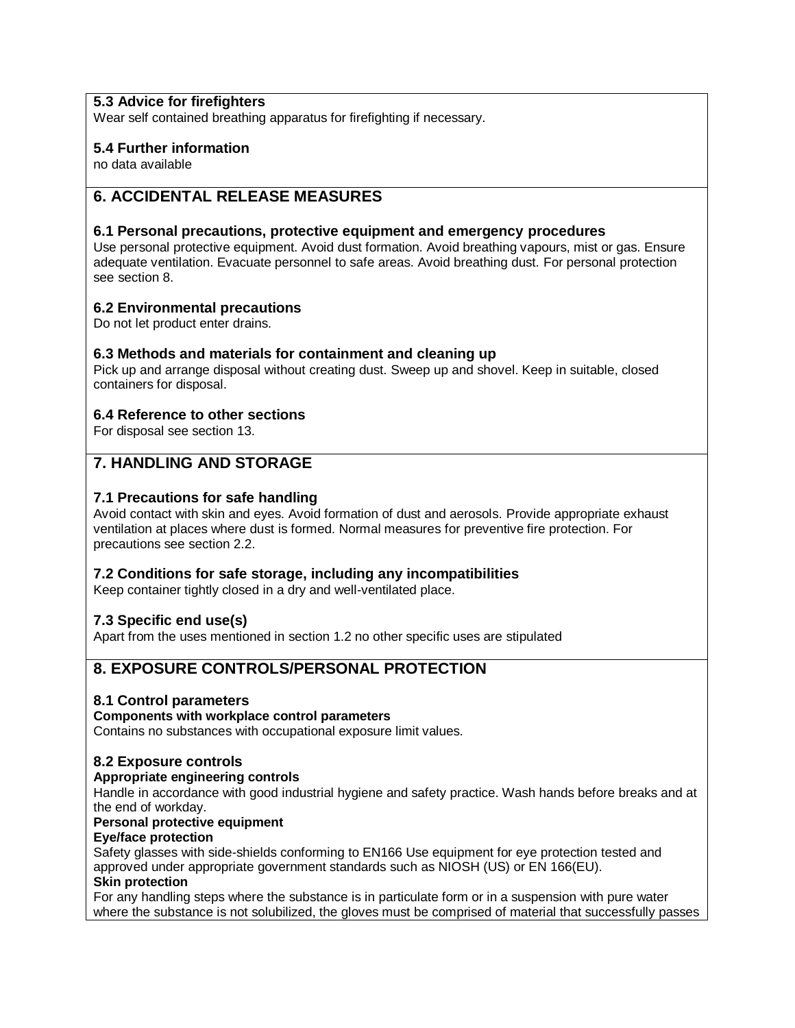### 5.3 Advice for firefighters

Wear self contained breathing apparatus for firefighting if necessary.

### 5.4 Further information

no data available

## 6. ACCIDENTAL RELEASE MEASURES

### 6.1 Personal precautions, protective equipment and emergency procedures

Use personal protective equipment. Avoid dust formation. Avoid breathing vapours, mist or gas. Ensure adequate ventilation. Evacuate personnel to safe areas. Avoid breathing dust. For personal protection see section 8.

### 6.2 Environmental precautions

Do not let product enter drains.

### 6.3 Methods and materials for containment and cleaning up

Pick up and arrange disposal without creating dust. Sweep up and shovel. Keep in suitable, closed containers for disposal.

### 6.4 Reference to other sections

For disposal see section 13.

## 7. HANDLING AND STORAGE

### 7.1 Precautions for safe handling

Avoid contact with skin and eyes. Avoid formation of dust and aerosols. Provide appropriate exhaust ventilation at places where dust is formed. Normal measures for preventive fire protection. For precautions see section 2.2.

### 7.2 Conditions for safe storage, including any incompatibilities

Keep container tightly closed in a dry and well-ventilated place.

### 7.3 Specific end use(s)

Apart from the uses mentioned in section 1.2 no other specific uses are stipulated

## 8. EXPOSURE CONTROLS/PERSONAL PROTECTION

### 8.1 Control parameters

**Components with workplace control parameters**

Contains no substances with occupational exposure limit values.

### 8.2 Exposure controls

**Appropriate engineering controls**

Handle in accordance with good industrial hygiene and safety practice. Wash hands before breaks and at the end of workday.

**Personal protective equipment**

**Eye/face protection**

Safety glasses with side-shields conforming to EN166 Use equipment for eye protection tested and approved under appropriate government standards such as NIOSH (US) or EN 166(EU).

**Skin protection**

For any handling steps where the substance is in particulate form or in a suspension with pure water where the substance is not solubilized, the gloves must be comprised of material that successfully passes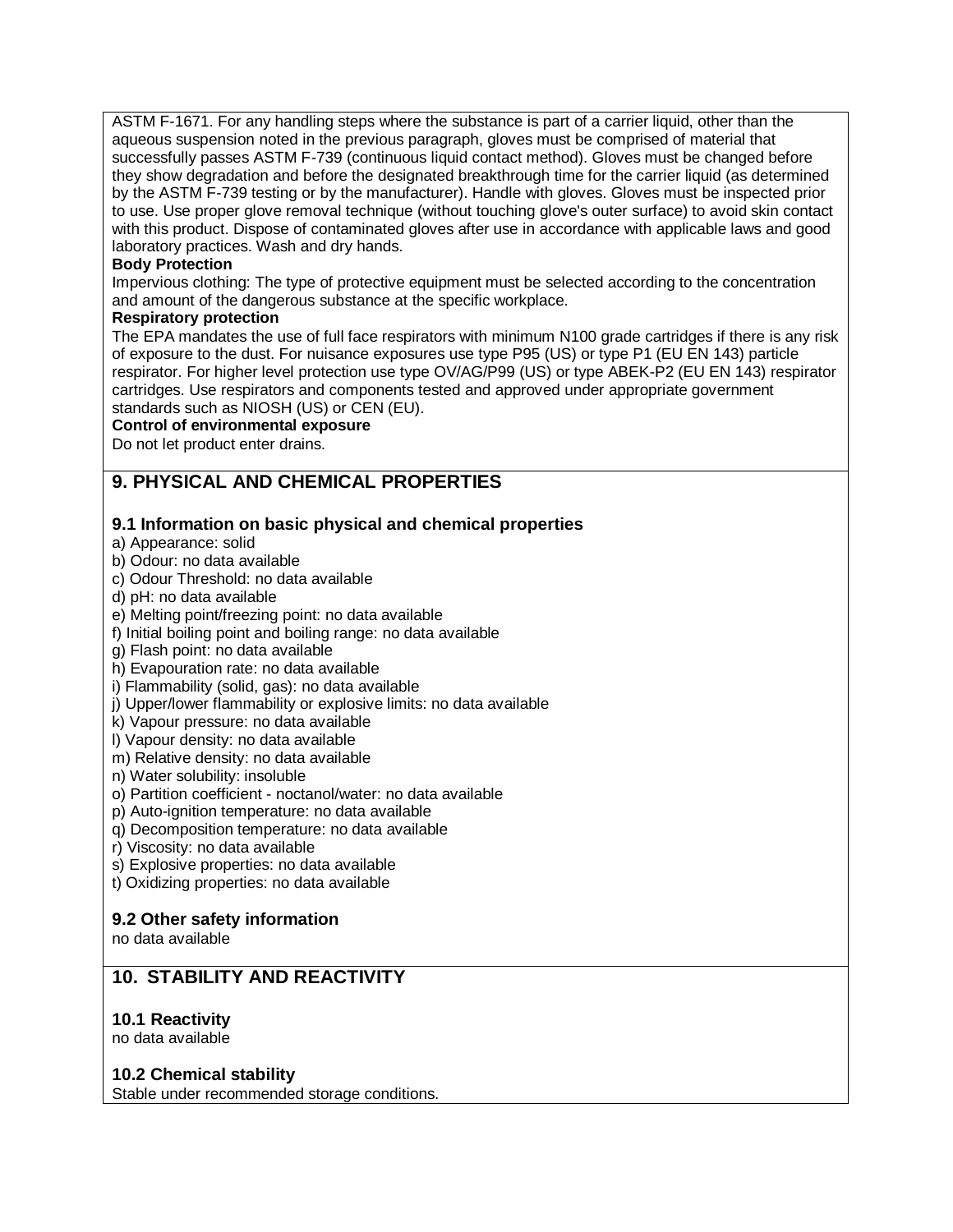ASTM F-1671. For any handling steps where the substance is part of a carrier liquid, other than the aqueous suspension noted in the previous paragraph, gloves must be comprised of material that successfully passes ASTM F-739 (continuous liquid contact method). Gloves must be changed before they show degradation and before the designated breakthrough time for the carrier liquid (as determined by the ASTM F-739 testing or by the manufacturer). Handle with gloves. Gloves must be inspected prior to use. Use proper glove removal technique (without touching glove's outer surface) to avoid skin contact with this product. Dispose of contaminated gloves after use in accordance with applicable laws and good laboratory practices. Wash and dry hands.

**Body Protection**

Impervious clothing: The type of protective equipment must be selected according to the concentration and amount of the dangerous substance at the specific workplace.

**Respiratory protection**

The EPA mandates the use of full face respirators with minimum N100 grade cartridges if there is any risk of exposure to the dust. For nuisance exposures use type P95 (US) or type P1 (EU EN 143) particle respirator. For higher level protection use type OV/AG/P99 (US) or type ABEK-P2 (EU EN 143) respirator cartridges. Use respirators and components tested and approved under appropriate government standards such as NIOSH (US) or CEN (EU).

**Control of environmental exposure**

Do not let product enter drains.

## 9. PHYSICAL AND CHEMICAL PROPERTIES

### 9.1 Information on basic physical and chemical properties

a) Appearance: solid
b) Odour: no data available
c) Odour Threshold: no data available
d) pH: no data available
e) Melting point/freezing point: no data available
f) Initial boiling point and boiling range: no data available
g) Flash point: no data available
h) Evapouration rate: no data available
i) Flammability (solid, gas): no data available
j) Upper/lower flammability or explosive limits: no data available
k) Vapour pressure: no data available
l) Vapour density: no data available
m) Relative density: no data available
n) Water solubility: insoluble
o) Partition coefficient - noctanol/water: no data available
p) Auto-ignition temperature: no data available
q) Decomposition temperature: no data available
r) Viscosity: no data available
s) Explosive properties: no data available
t) Oxidizing properties: no data available

### 9.2 Other safety information

no data available

## 10. STABILITY AND REACTIVITY

### 10.1 Reactivity

no data available

### 10.2 Chemical stability

Stable under recommended storage conditions.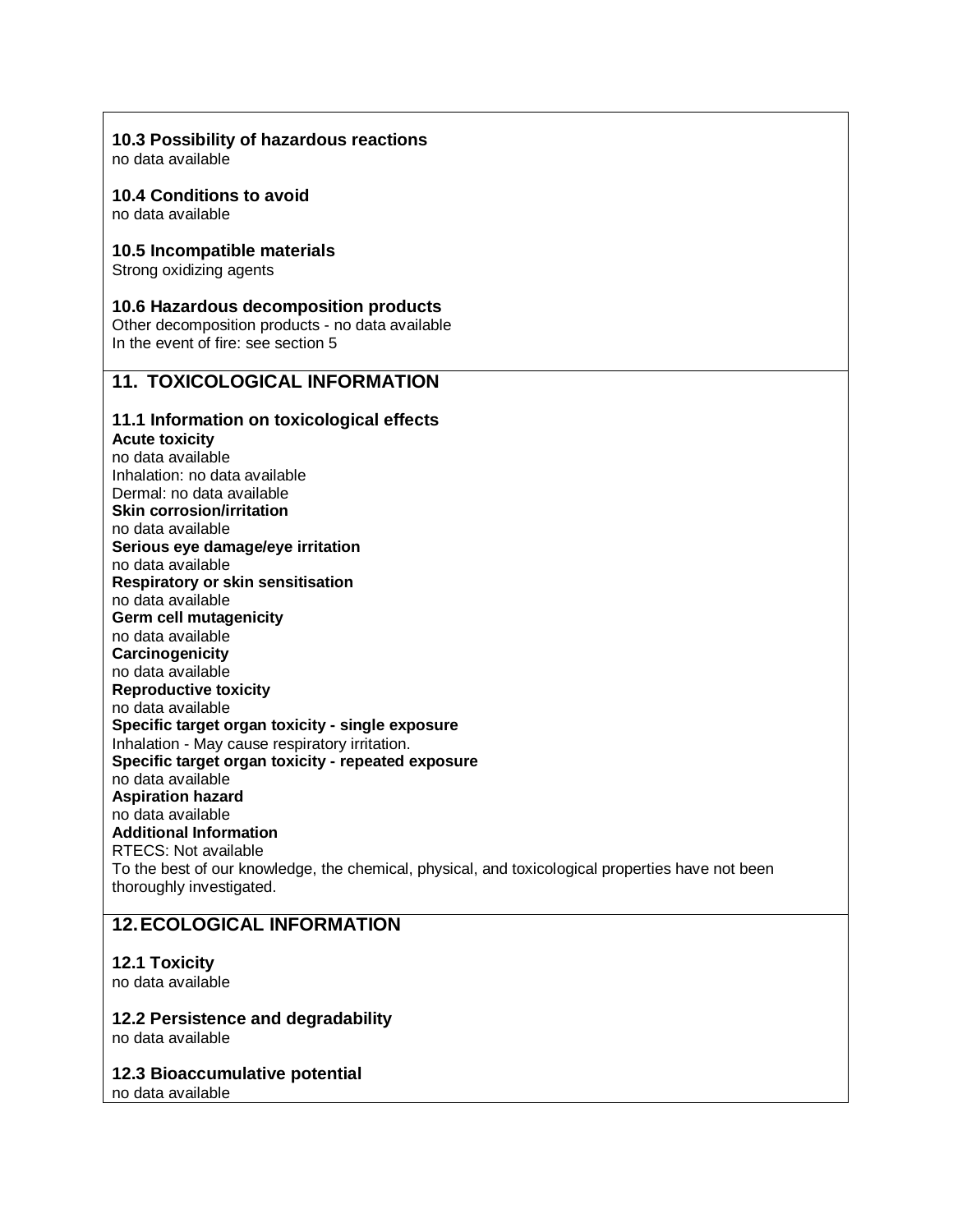### 10.3 Possibility of hazardous reactions
no data available

### 10.4 Conditions to avoid
no data available

### 10.5 Incompatible materials
Strong oxidizing agents

### 10.6 Hazardous decomposition products
Other decomposition products - no data available
In the event of fire: see section 5

## 11. TOXICOLOGICAL INFORMATION

### 11.1 Information on toxicological effects
**Acute toxicity**
no data available
Inhalation: no data available
Dermal: no data available
**Skin corrosion/irritation**
no data available
**Serious eye damage/eye irritation**
no data available
**Respiratory or skin sensitisation**
no data available
**Germ cell mutagenicity**
no data available
**Carcinogenicity**
no data available
**Reproductive toxicity**
no data available
**Specific target organ toxicity - single exposure**
Inhalation - May cause respiratory irritation.
**Specific target organ toxicity - repeated exposure**
no data available
**Aspiration hazard**
no data available
**Additional Information**
RTECS: Not available
To the best of our knowledge, the chemical, physical, and toxicological properties have not been thoroughly investigated.

## 12. ECOLOGICAL INFORMATION

### 12.1 Toxicity
no data available

### 12.2 Persistence and degradability
no data available

### 12.3 Bioaccumulative potential
no data available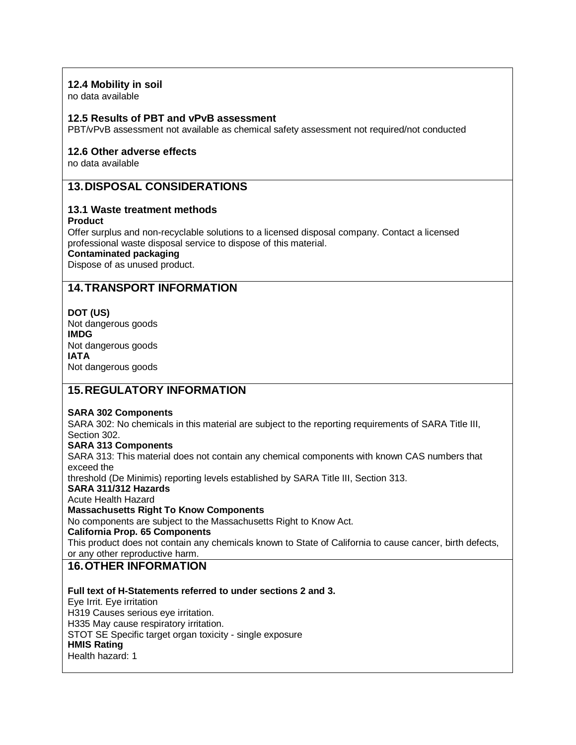### 12.4 Mobility in soil

no data available

### 12.5 Results of PBT and vPvB assessment

PBT/vPvB assessment not available as chemical safety assessment not required/not conducted

### 12.6 Other adverse effects

no data available

## 13. DISPOSAL CONSIDERATIONS

### 13.1 Waste treatment methods

**Product**

Offer surplus and non-recyclable solutions to a licensed disposal company. Contact a licensed professional waste disposal service to dispose of this material.

**Contaminated packaging**

Dispose of as unused product.

## 14. TRANSPORT INFORMATION

**DOT (US)**

Not dangerous goods

**IMDG**

Not dangerous goods

**IATA**

Not dangerous goods

## 15. REGULATORY INFORMATION

**SARA 302 Components**

SARA 302: No chemicals in this material are subject to the reporting requirements of SARA Title III, Section 302.

**SARA 313 Components**

SARA 313: This material does not contain any chemical components with known CAS numbers that exceed the threshold (De Minimis) reporting levels established by SARA Title III, Section 313.

**SARA 311/312 Hazards**

Acute Health Hazard

**Massachusetts Right To Know Components**

No components are subject to the Massachusetts Right to Know Act.

**California Prop. 65 Components**

This product does not contain any chemicals known to State of California to cause cancer, birth defects, or any other reproductive harm.

## 16. OTHER INFORMATION

**Full text of H-Statements referred to under sections 2 and 3.**

Eye Irrit. Eye irritation

H319 Causes serious eye irritation.

H335 May cause respiratory irritation.

STOT SE Specific target organ toxicity - single exposure

**HMIS Rating**

Health hazard: 1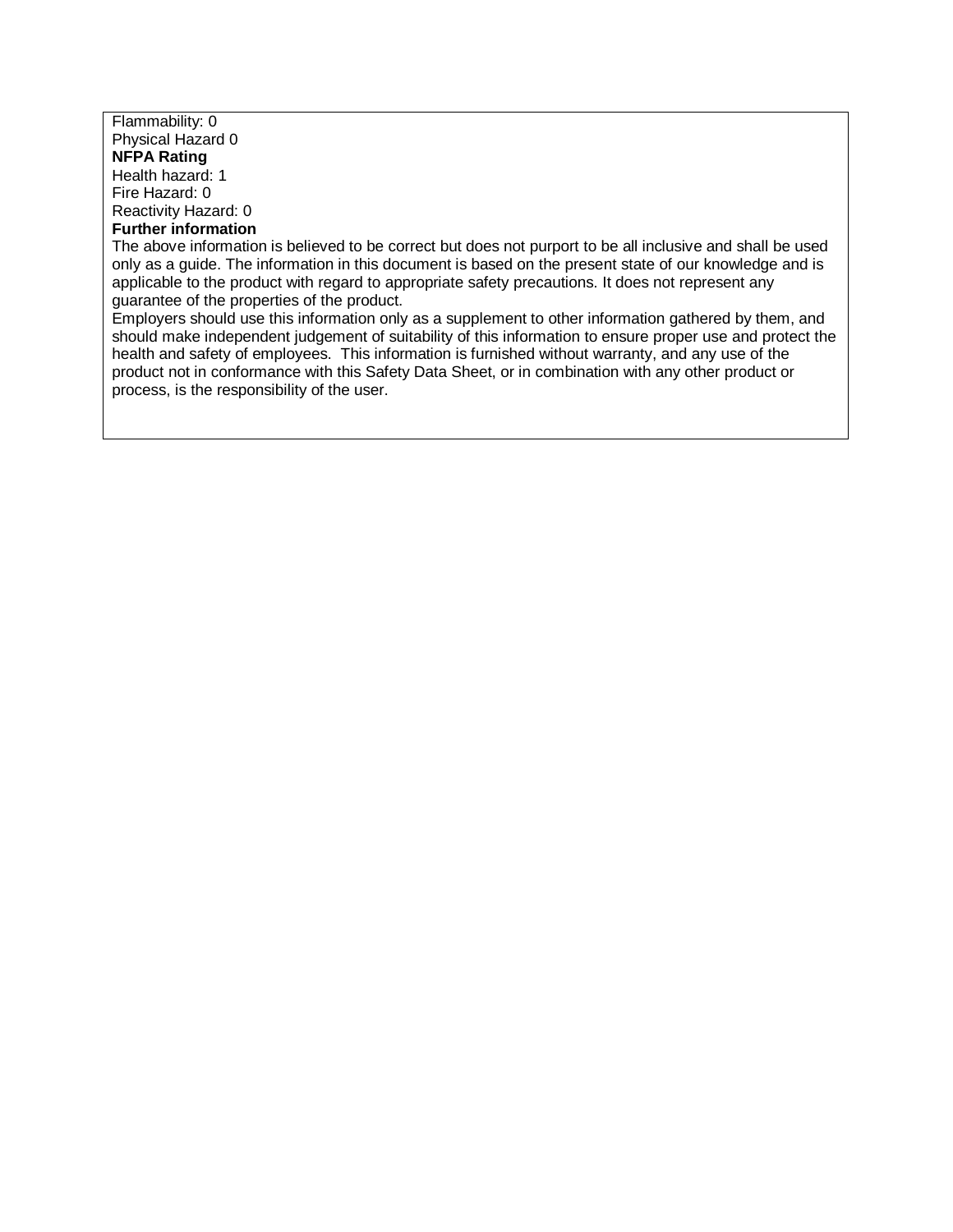Flammability: 0
Physical Hazard 0

**NFPA Rating**

Health hazard: 1
Fire Hazard: 0
Reactivity Hazard: 0

**Further information**

The above information is believed to be correct but does not purport to be all inclusive and shall be used only as a guide. The information in this document is based on the present state of our knowledge and is applicable to the product with regard to appropriate safety precautions. It does not represent any guarantee of the properties of the product.

Employers should use this information only as a supplement to other information gathered by them, and should make independent judgement of suitability of this information to ensure proper use and protect the health and safety of employees. This information is furnished without warranty, and any use of the product not in conformance with this Safety Data Sheet, or in combination with any other product or process, is the responsibility of the user.